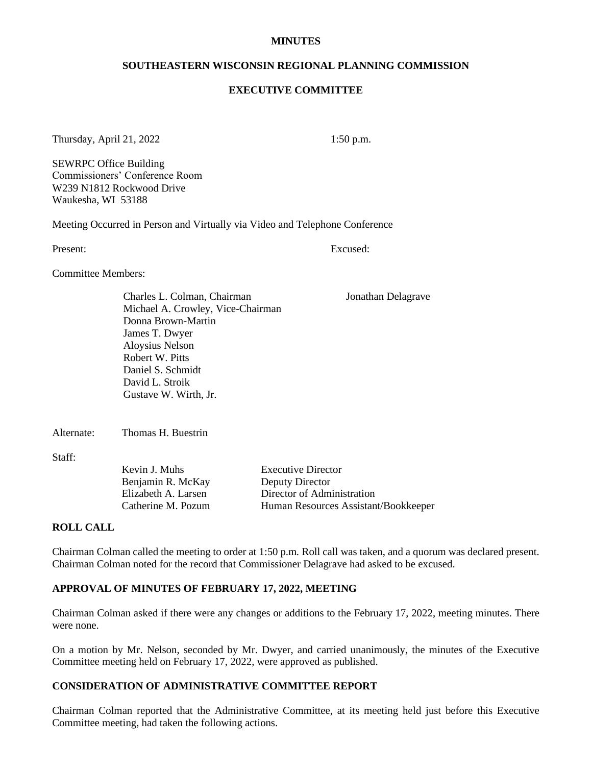**MINUTES**

**SOUTHEASTERN WISCONSIN REGIONAL PLANNING COMMISSION**

**EXECUTIVE COMMITTEE**

Thursday, April 21, 2022 1:50 p.m.

SEWRPC Office Building
Commissioners' Conference Room
W239 N1812 Rockwood Drive
Waukesha, WI 53188

Meeting Occurred in Person and Virtually via Video and Telephone Conference

| Present: | Excused: |
|---|---|
| Committee Members: | |
| Charles L. Colman, Chairman | Jonathan Delagrave |
| Michael A. Crowley, Vice-Chairman | |
| Donna Brown-Martin | |
| James T. Dwyer | |
| Aloysius Nelson | |
| Robert W. Pitts | |
| Daniel S. Schmidt | |
| David L. Stroik | |
| Gustave W. Wirth, Jr. | |

Alternate: Thomas H. Buestrin

Staff:

| | |
|---|---|
| Kevin J. Muhs | Executive Director |
| Benjamin R. McKay | Deputy Director |
| Elizabeth A. Larsen | Director of Administration |
| Catherine M. Pozum | Human Resources Assistant/Bookkeeper |

## ROLL CALL

Chairman Colman called the meeting to order at 1:50 p.m. Roll call was taken, and a quorum was declared present. Chairman Colman noted for the record that Commissioner Delagrave had asked to be excused.

## APPROVAL OF MINUTES OF FEBRUARY 17, 2022, MEETING

Chairman Colman asked if there were any changes or additions to the February 17, 2022, meeting minutes. There were none.

On a motion by Mr. Nelson, seconded by Mr. Dwyer, and carried unanimously, the minutes of the Executive Committee meeting held on February 17, 2022, were approved as published.

## CONSIDERATION OF ADMINISTRATIVE COMMITTEE REPORT

Chairman Colman reported that the Administrative Committee, at its meeting held just before this Executive Committee meeting, had taken the following actions.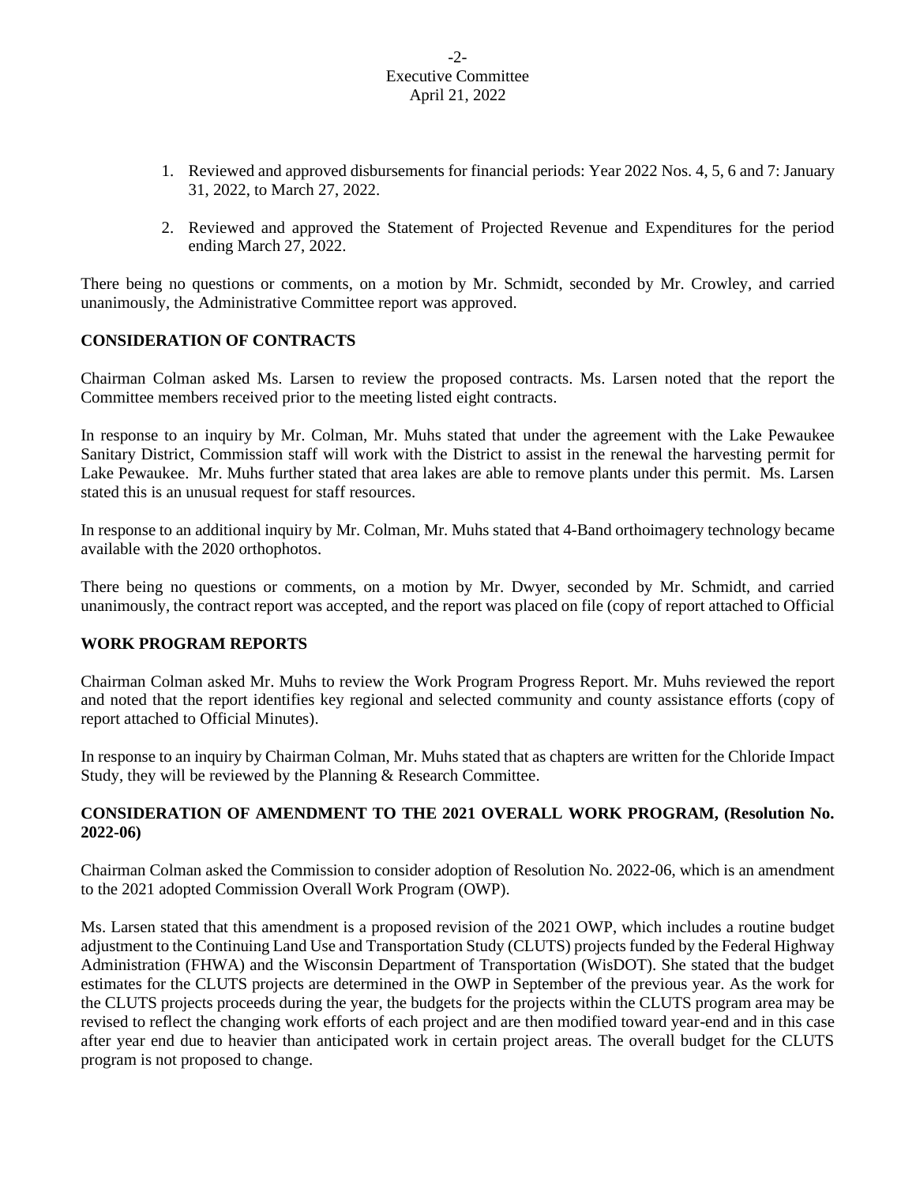1. Reviewed and approved disbursements for financial periods: Year 2022 Nos. 4, 5, 6 and 7: January 31, 2022, to March 27, 2022.

2. Reviewed and approved the Statement of Projected Revenue and Expenditures for the period ending March 27, 2022.

There being no questions or comments, on a motion by Mr. Schmidt, seconded by Mr. Crowley, and carried unanimously, the Administrative Committee report was approved.

**CONSIDERATION OF CONTRACTS**

Chairman Colman asked Ms. Larsen to review the proposed contracts. Ms. Larsen noted that the report the Committee members received prior to the meeting listed eight contracts.

In response to an inquiry by Mr. Colman, Mr. Muhs stated that under the agreement with the Lake Pewaukee Sanitary District, Commission staff will work with the District to assist in the renewal the harvesting permit for Lake Pewaukee. Mr. Muhs further stated that area lakes are able to remove plants under this permit. Ms. Larsen stated this is an unusual request for staff resources.

In response to an additional inquiry by Mr. Colman, Mr. Muhs stated that 4-Band orthoimagery technology became available with the 2020 orthophotos.

There being no questions or comments, on a motion by Mr. Dwyer, seconded by Mr. Schmidt, and carried unanimously, the contract report was accepted, and the report was placed on file (copy of report attached to Official

**WORK PROGRAM REPORTS**

Chairman Colman asked Mr. Muhs to review the Work Program Progress Report. Mr. Muhs reviewed the report and noted that the report identifies key regional and selected community and county assistance efforts (copy of report attached to Official Minutes).

In response to an inquiry by Chairman Colman, Mr. Muhs stated that as chapters are written for the Chloride Impact Study, they will be reviewed by the Planning & Research Committee.

**CONSIDERATION OF AMENDMENT TO THE 2021 OVERALL WORK PROGRAM, (Resolution No. 2022-06)**

Chairman Colman asked the Commission to consider adoption of Resolution No. 2022-06, which is an amendment to the 2021 adopted Commission Overall Work Program (OWP).

Ms. Larsen stated that this amendment is a proposed revision of the 2021 OWP, which includes a routine budget adjustment to the Continuing Land Use and Transportation Study (CLUTS) projects funded by the Federal Highway Administration (FHWA) and the Wisconsin Department of Transportation (WisDOT). She stated that the budget estimates for the CLUTS projects are determined in the OWP in September of the previous year. As the work for the CLUTS projects proceeds during the year, the budgets for the projects within the CLUTS program area may be revised to reflect the changing work efforts of each project and are then modified toward year-end and in this case after year end due to heavier than anticipated work in certain project areas. The overall budget for the CLUTS program is not proposed to change.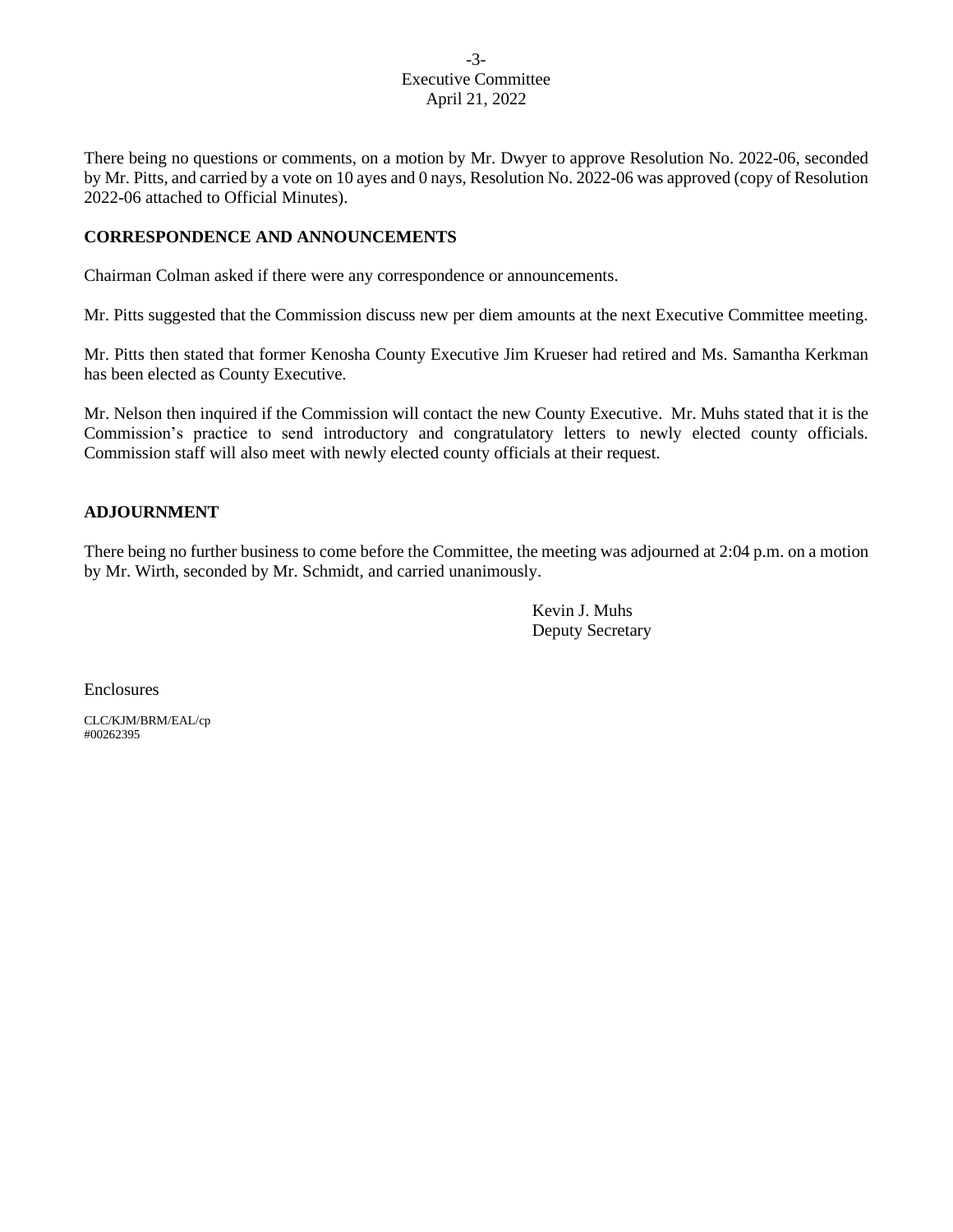There being no questions or comments, on a motion by Mr. Dwyer to approve Resolution No. 2022-06, seconded by Mr. Pitts, and carried by a vote on 10 ayes and 0 nays, Resolution No. 2022-06 was approved (copy of Resolution 2022-06 attached to Official Minutes).

**CORRESPONDENCE AND ANNOUNCEMENTS**

Chairman Colman asked if there were any correspondence or announcements.

Mr. Pitts suggested that the Commission discuss new per diem amounts at the next Executive Committee meeting.

Mr. Pitts then stated that former Kenosha County Executive Jim Krueser had retired and Ms. Samantha Kerkman has been elected as County Executive.

Mr. Nelson then inquired if the Commission will contact the new County Executive. Mr. Muhs stated that it is the Commission's practice to send introductory and congratulatory letters to newly elected county officials. Commission staff will also meet with newly elected county officials at their request.

**ADJOURNMENT**

There being no further business to come before the Committee, the meeting was adjourned at 2:04 p.m. on a motion by Mr. Wirth, seconded by Mr. Schmidt, and carried unanimously.

Kevin J. Muhs
Deputy Secretary

Enclosures

CLC/KJM/BRM/EAL/cp
#00262395